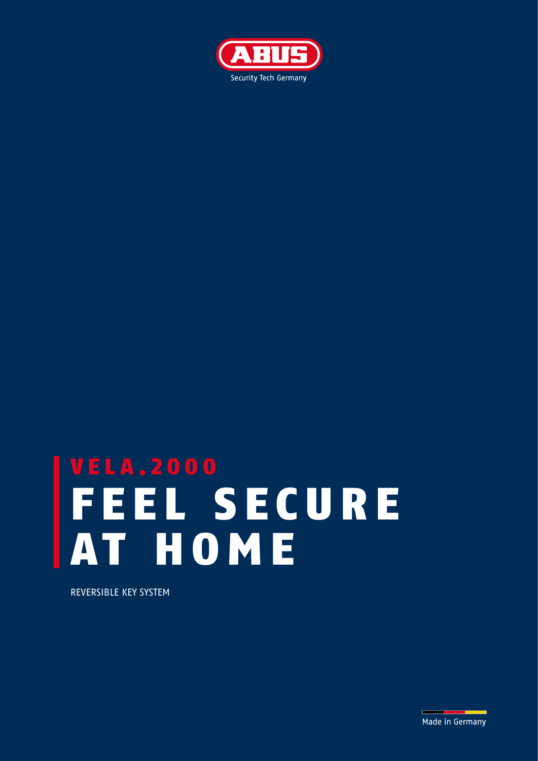ABUS

Security Tech Germany

## VELA.2000

# FEEL SECURE AT HOME

REVERSIBLE KEY SYSTEM

Made in Germany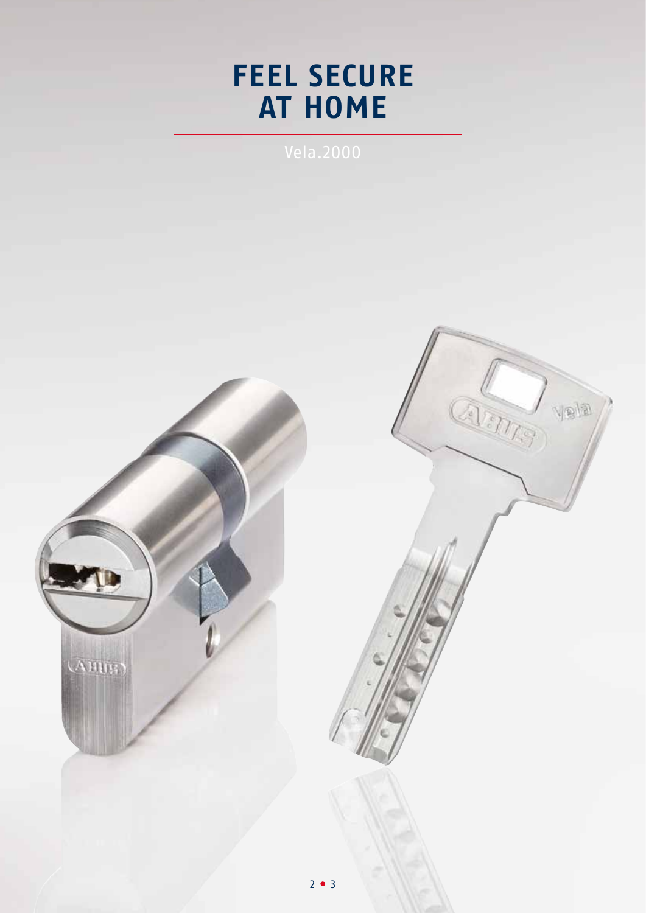# FEEL SECURE AT HOME

Vela.2000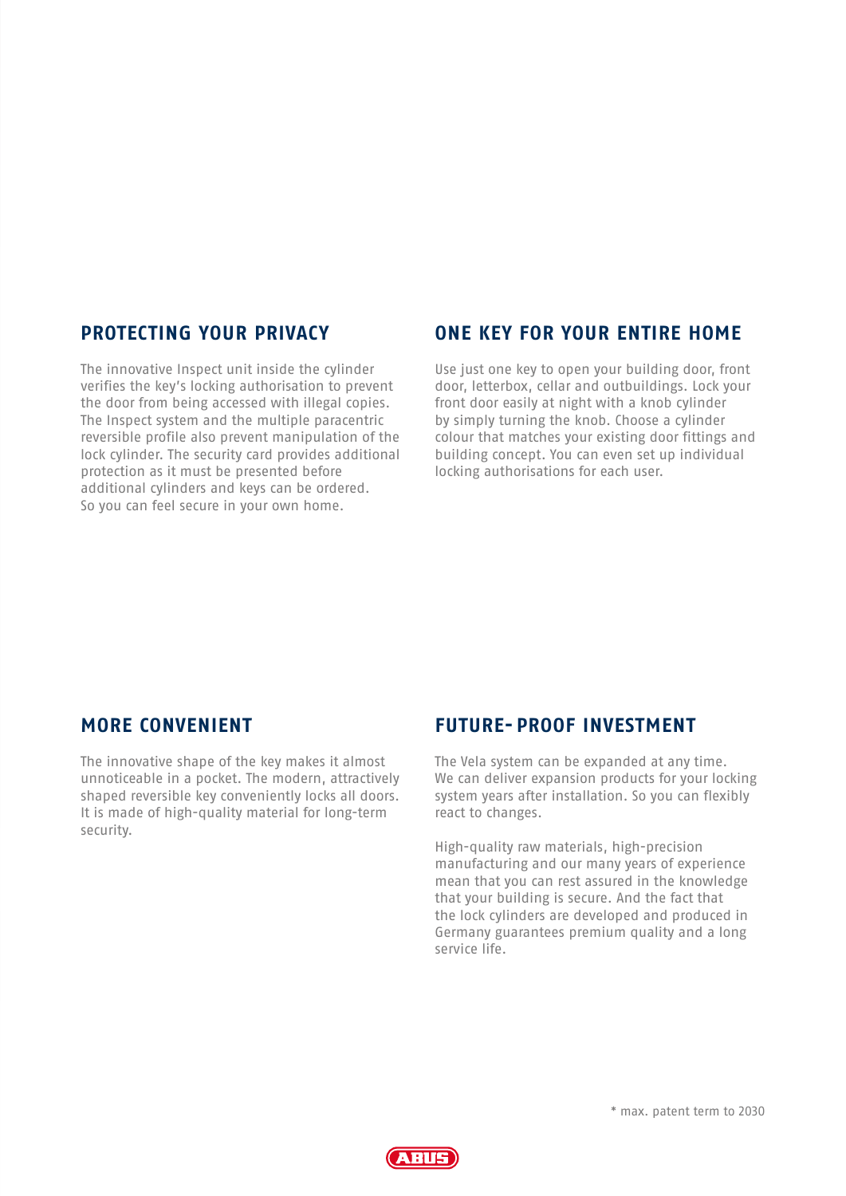## PROTECTING YOUR PRIVACY

The innovative Inspect unit inside the cylinder verifies the key's locking authorisation to prevent the door from being accessed with illegal copies. The Inspect system and the multiple paracentric reversible profile also prevent manipulation of the lock cylinder. The security card provides additional protection as it must be presented before additional cylinders and keys can be ordered. So you can feel secure in your own home.

## ONE KEY FOR YOUR ENTIRE HOME

Use just one key to open your building door, front door, letterbox, cellar and outbuildings. Lock your front door easily at night with a knob cylinder by simply turning the knob. Choose a cylinder colour that matches your existing door fittings and building concept. You can even set up individual locking authorisations for each user.

## MORE CONVENIENT

The innovative shape of the key makes it almost unnoticeable in a pocket. The modern, attractively shaped reversible key conveniently locks all doors. It is made of high-quality material for long-term security.

## FUTURE-PROOF INVESTMENT

The Vela system can be expanded at any time. We can deliver expansion products for your locking system years after installation. So you can flexibly react to changes.

High-quality raw materials, high-precision manufacturing and our many years of experience mean that you can rest assured in the knowledge that your building is secure. And the fact that the lock cylinders are developed and produced in Germany guarantees premium quality and a long service life.

* max. patent term to 2030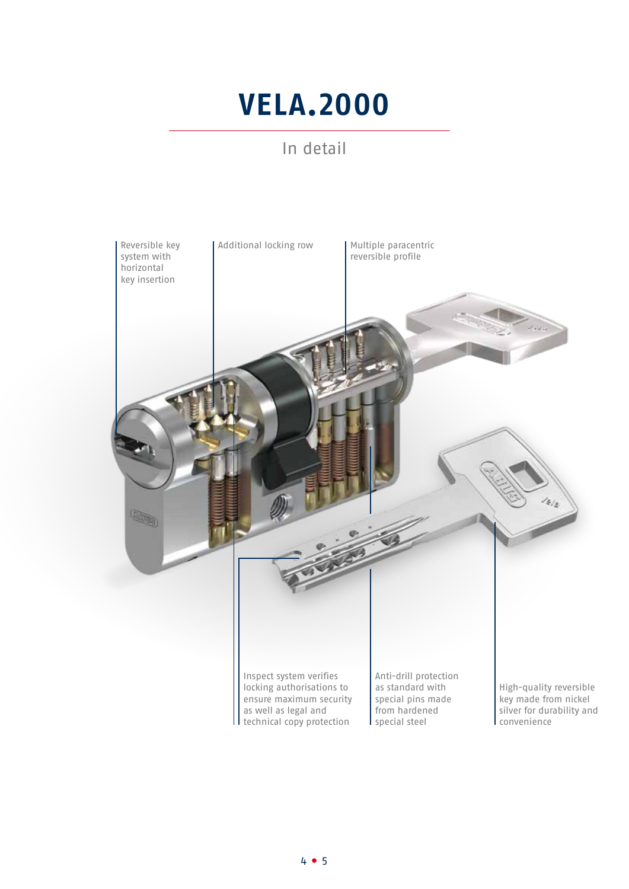# VELA.2000

## In detail

- Reversible key system with horizontal key insertion
- Additional locking row
- Multiple paracentric reversible profile
- Inspect system verifies locking authorisations to ensure maximum security as well as legal and technical copy protection
- Anti-drill protection as standard with special pins made from hardened special steel
- High-quality reversible key made from nickel silver for durability and convenience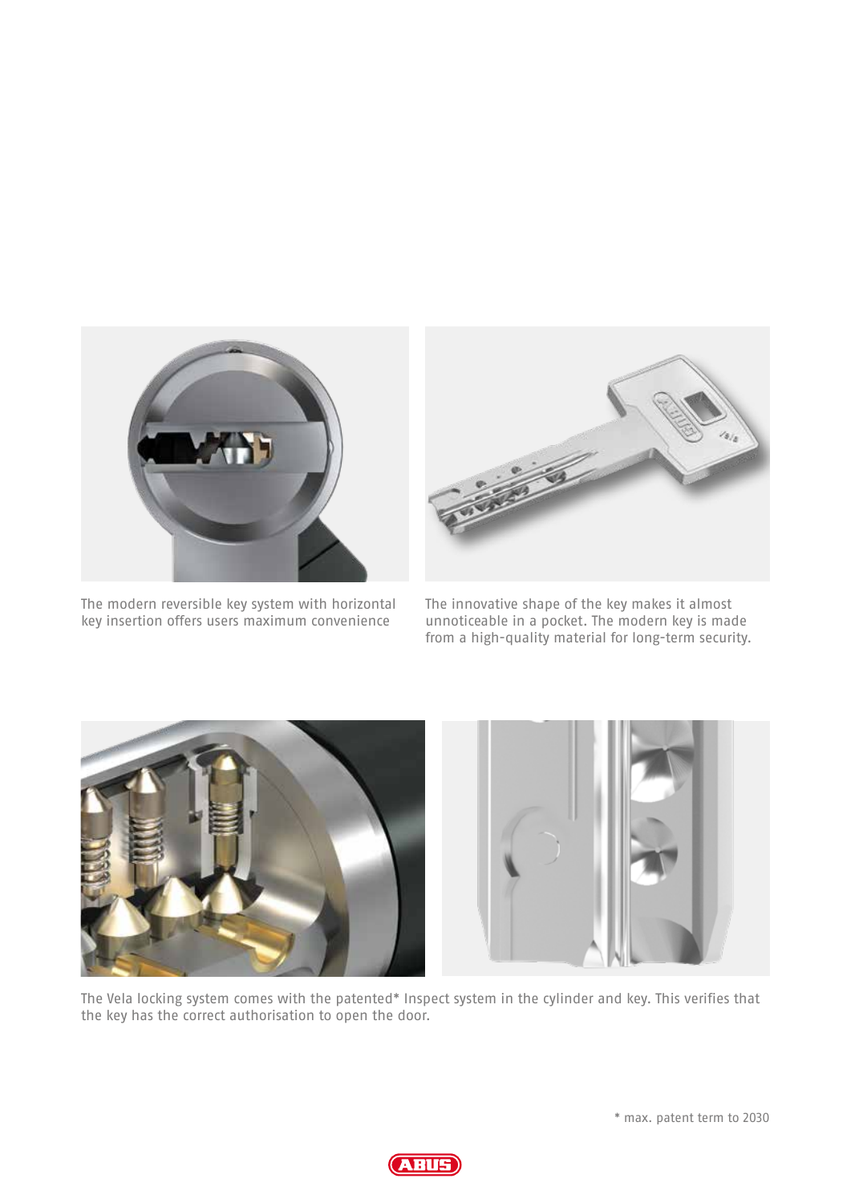The modern reversible key system with horizontal key insertion offers users maximum convenience

The innovative shape of the key makes it almost unnoticeable in a pocket. The modern key is made from a high-quality material for long-term security.

The Vela locking system comes with the patented* Inspect system in the cylinder and key. This verifies that the key has the correct authorisation to open the door.

* max. patent term to 2030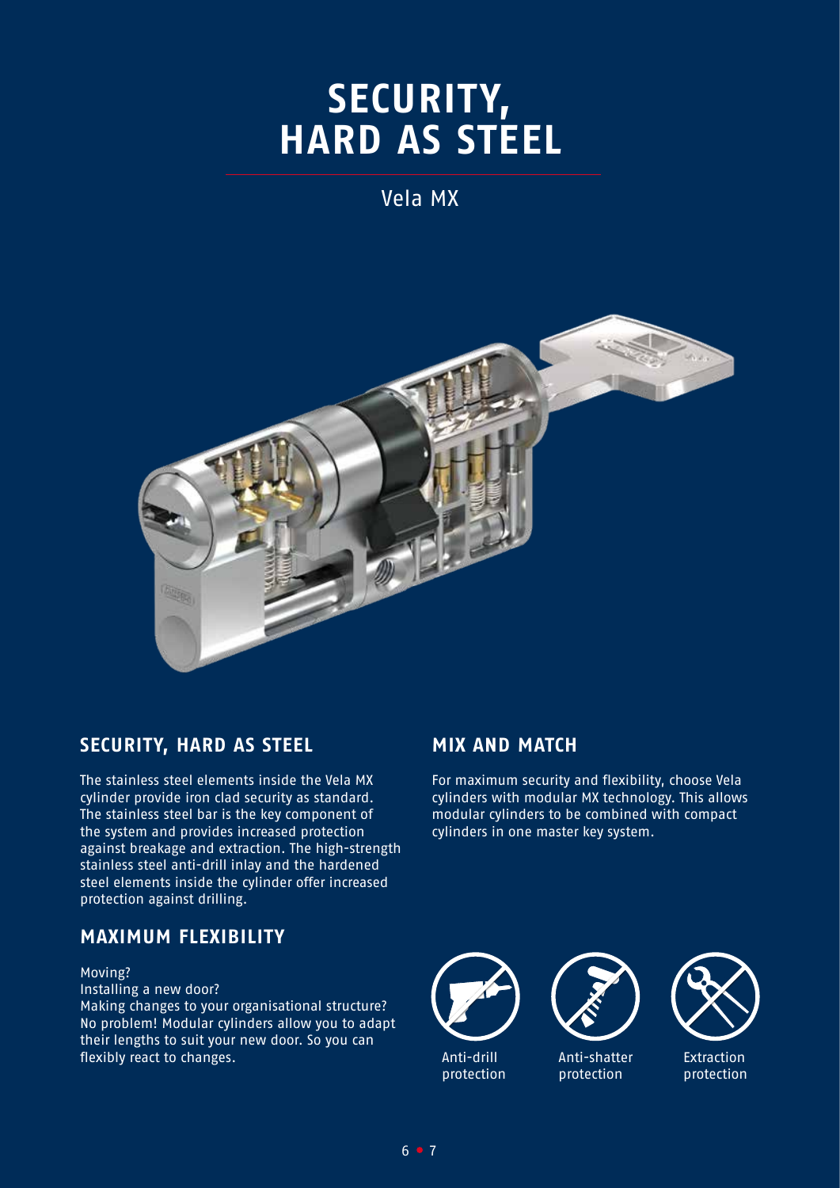# SECURITY, HARD AS STEEL

Vela MX

## SECURITY, HARD AS STEEL

The stainless steel elements inside the Vela MX cylinder provide iron clad security as standard. The stainless steel bar is the key component of the system and provides increased protection against breakage and extraction. The high-strength stainless steel anti-drill inlay and the hardened steel elements inside the cylinder offer increased protection against drilling.

## MAXIMUM FLEXIBILITY

Moving?
Installing a new door?
Making changes to your organisational structure?
No problem! Modular cylinders allow you to adapt their lengths to suit your new door. So you can flexibly react to changes.

## MIX AND MATCH

For maximum security and flexibility, choose Vela cylinders with modular MX technology. This allows modular cylinders to be combined with compact cylinders in one master key system.

Anti-drill protection

Anti-shatter protection

Extraction protection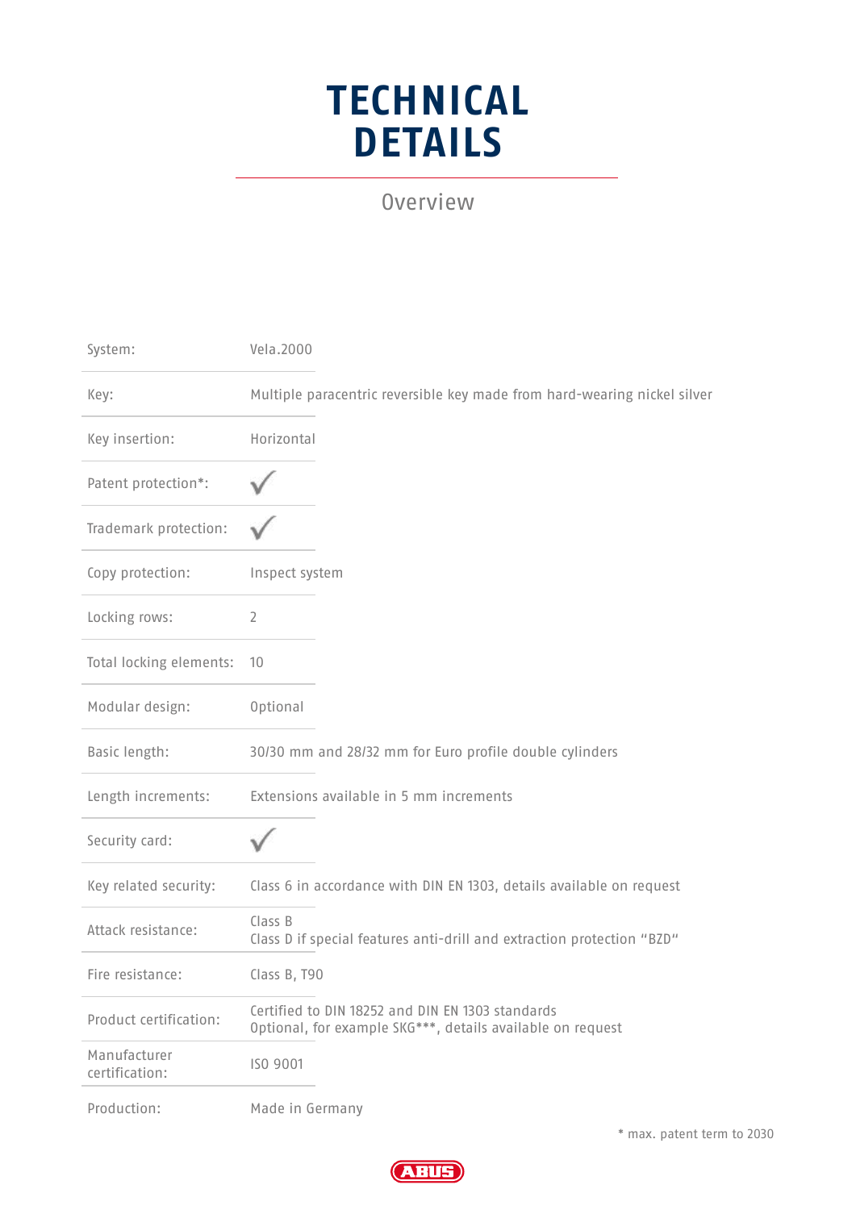# TECHNICAL DETAILS

## Overview

| | |
|---|---|
| System: | Vela.2000 |
| Key: | Multiple paracentric reversible key made from hard-wearing nickel silver |
| Key insertion: | Horizontal |
| Patent protection*: | ✓ |
| Trademark protection: | ✓ |
| Copy protection: | Inspect system |
| Locking rows: | 2 |
| Total locking elements: | 10 |
| Modular design: | Optional |
| Basic length: | 30/30 mm and 28/32 mm for Euro profile double cylinders |
| Length increments: | Extensions available in 5 mm increments |
| Security card: | ✓ |
| Key related security: | Class 6 in accordance with DIN EN 1303, details available on request |
| Attack resistance: | Class B<br>Class D if special features anti-drill and extraction protection "BZD" |
| Fire resistance: | Class B, T90 |
| Product certification: | Certified to DIN 18252 and DIN EN 1303 standards<br>Optional, for example SKG***, details available on request |
| Manufacturer certification: | ISO 9001 |
| Production: | Made in Germany |

* max. patent term to 2030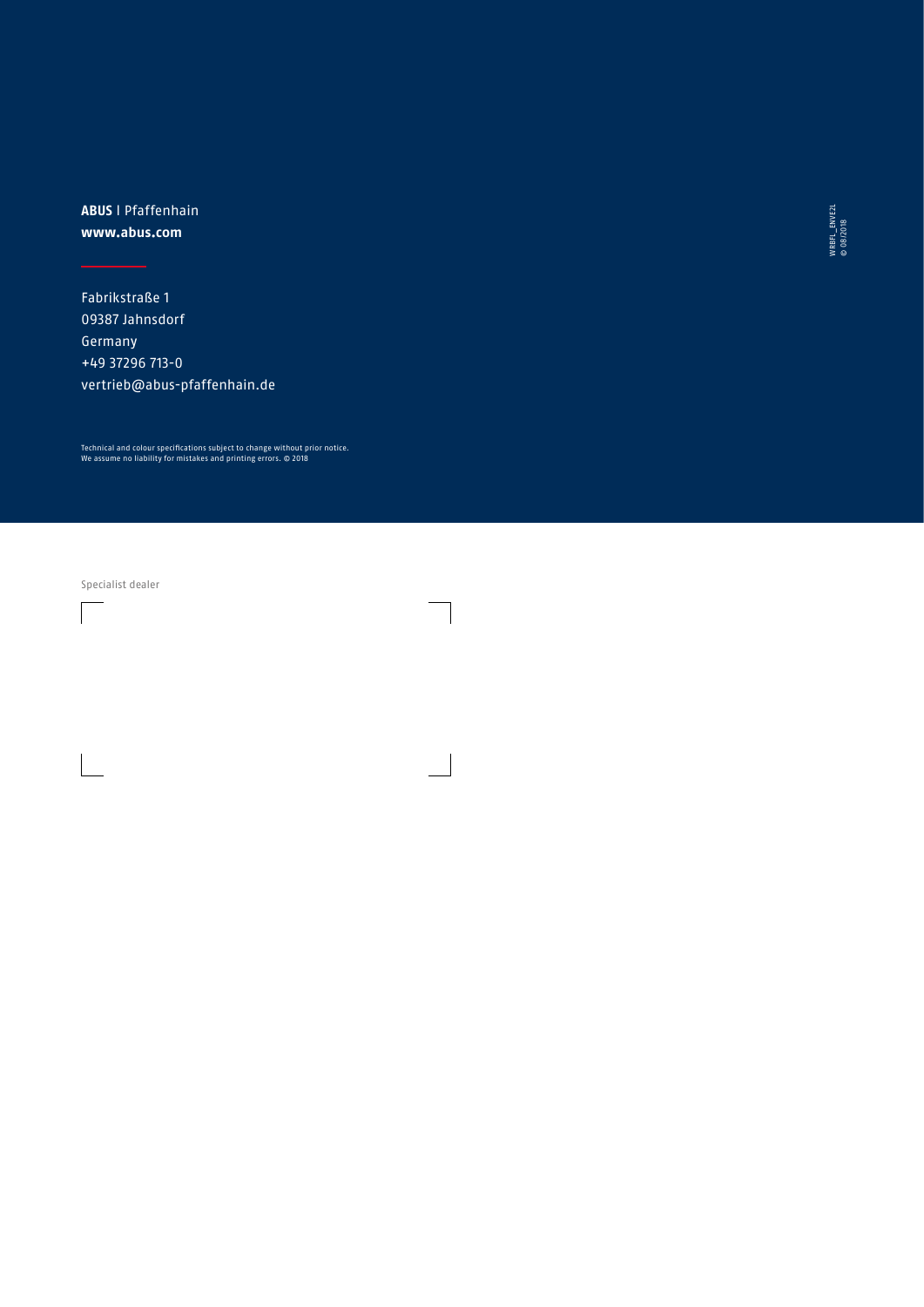**ABUS** | Pfaffenhain
**www.abus.com**

Fabrikstraße 1
09387 Jahnsdorf
Germany
+49 37296 713-0
vertrieb@abus-pfaffenhain.de

Technical and colour specifications subject to change without prior notice.
We assume no liability for mistakes and printing errors. © 2018

WRBFL_ENVE2L
© 08/2018

Specialist dealer